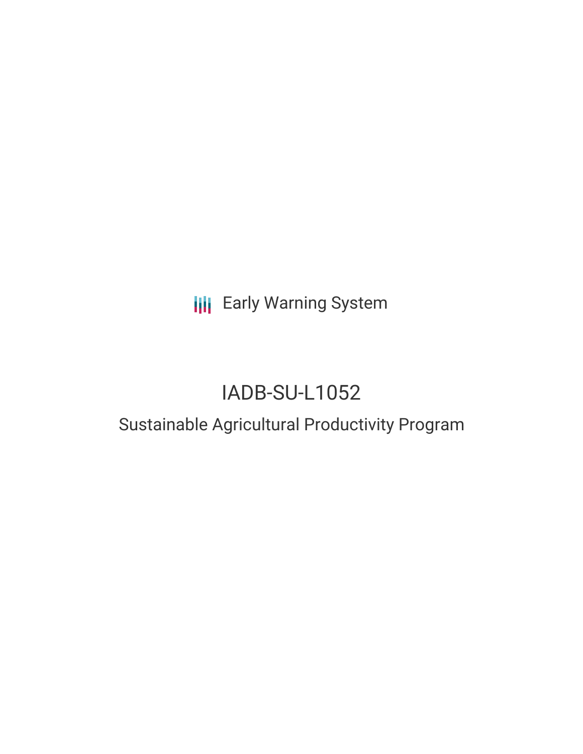Early Warning System

# IADB-SU-L1052

## Sustainable Agricultural Productivity Program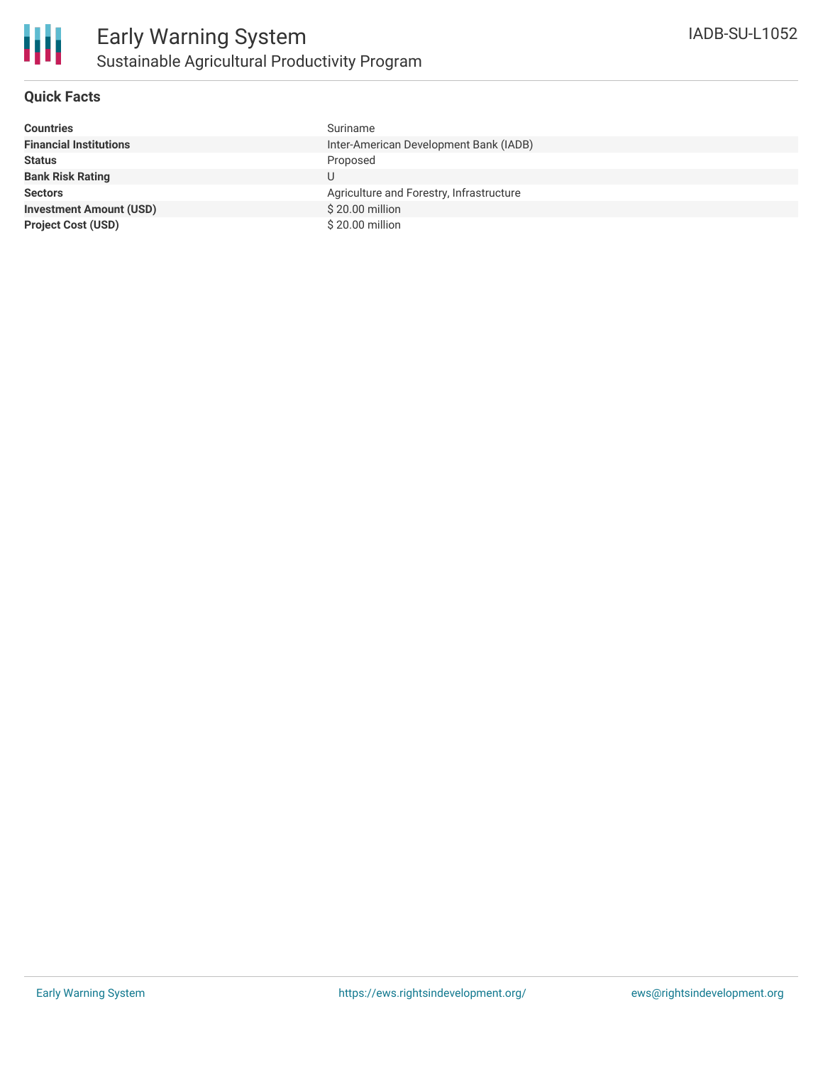# Early Warning System

## Sustainable Agricultural Productivity Program

IADB-SU-L1052

### Quick Facts

| | |
|---|---|
| **Countries** | Suriname |
| **Financial Institutions** | Inter-American Development Bank (IADB) |
| **Status** | Proposed |
| **Bank Risk Rating** | U |
| **Sectors** | Agriculture and Forestry, Infrastructure |
| **Investment Amount (USD)** | $ 20.00 million |
| **Project Cost (USD)** | $ 20.00 million |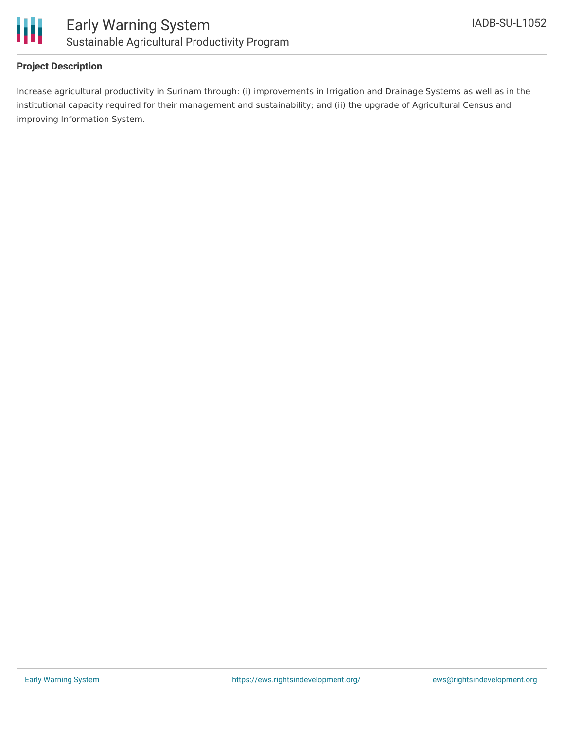### Project Description

Increase agricultural productivity in Surinam through: (i) improvements in Irrigation and Drainage Systems as well as in the institutional capacity required for their management and sustainability; and (ii) the upgrade of Agricultural Census and improving Information System.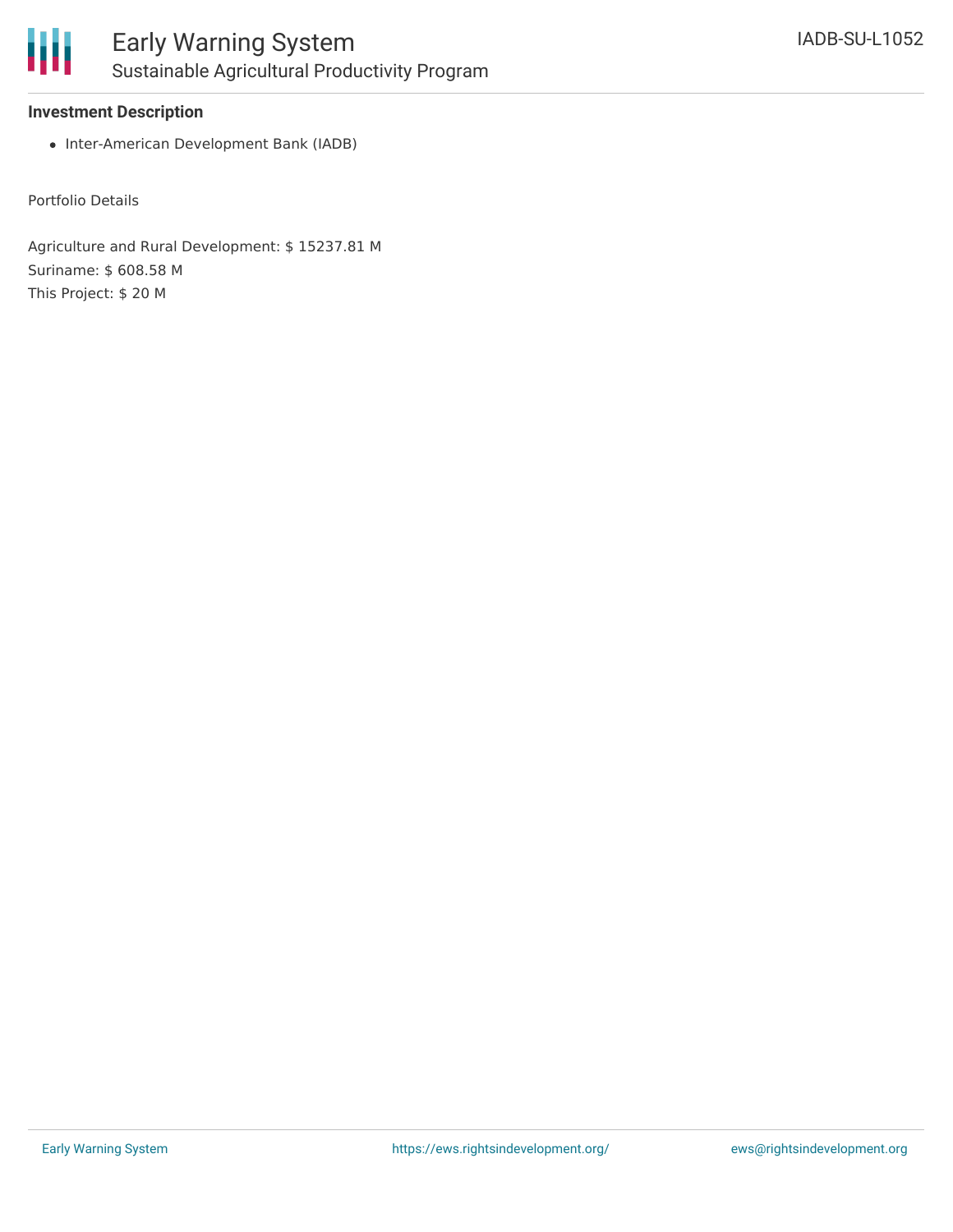### Investment Description

- Inter-American Development Bank (IADB)

Portfolio Details

Agriculture and Rural Development: $ 15237.81 M
Suriname: $ 608.58 M
This Project: $ 20 M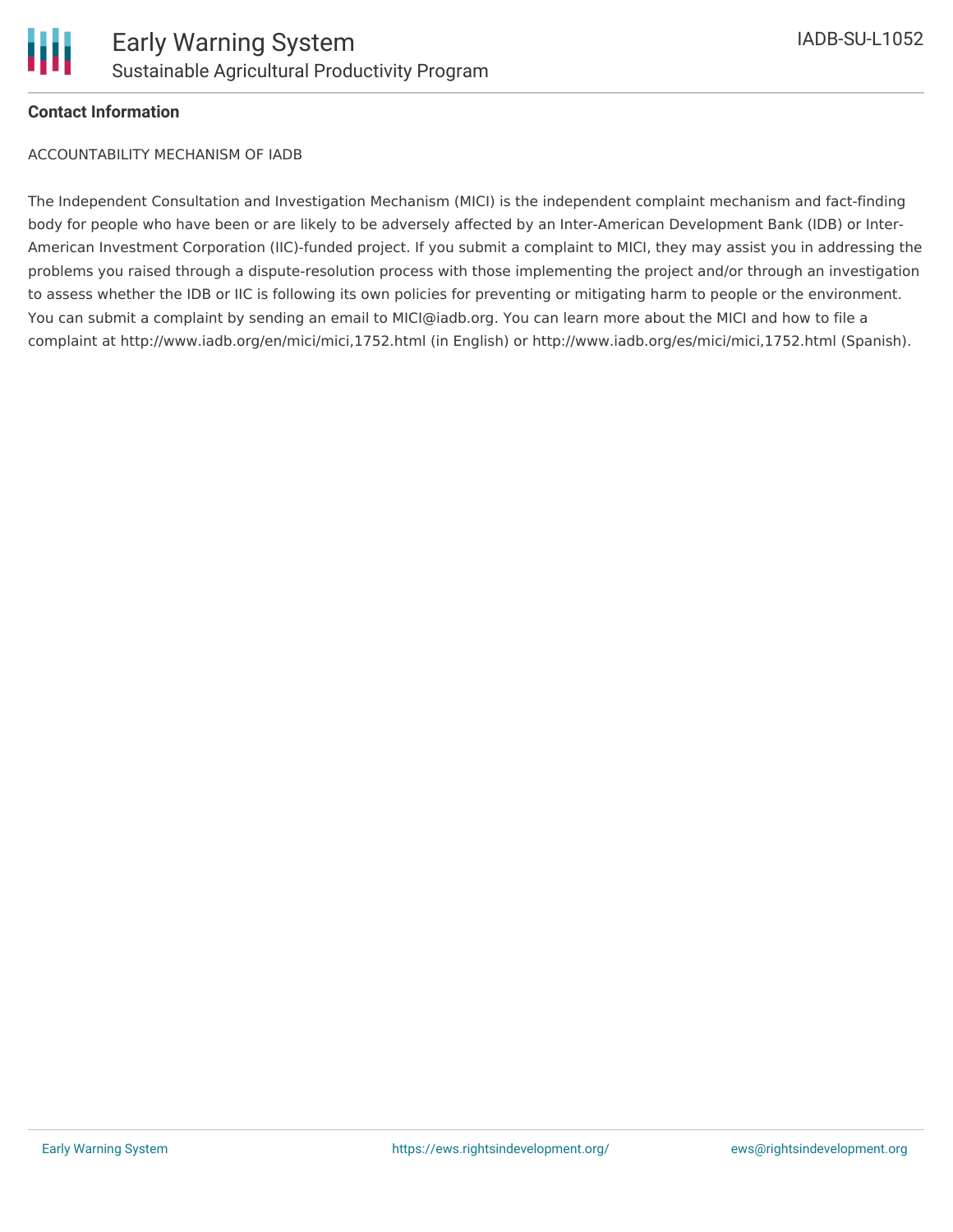**Contact Information**

ACCOUNTABILITY MECHANISM OF IADB

The Independent Consultation and Investigation Mechanism (MICI) is the independent complaint mechanism and fact-finding body for people who have been or are likely to be adversely affected by an Inter-American Development Bank (IDB) or Inter-American Investment Corporation (IIC)-funded project. If you submit a complaint to MICI, they may assist you in addressing the problems you raised through a dispute-resolution process with those implementing the project and/or through an investigation to assess whether the IDB or IIC is following its own policies for preventing or mitigating harm to people or the environment. You can submit a complaint by sending an email to MICI@iadb.org. You can learn more about the MICI and how to file a complaint at http://www.iadb.org/en/mici/mici,1752.html (in English) or http://www.iadb.org/es/mici/mici,1752.html (Spanish).